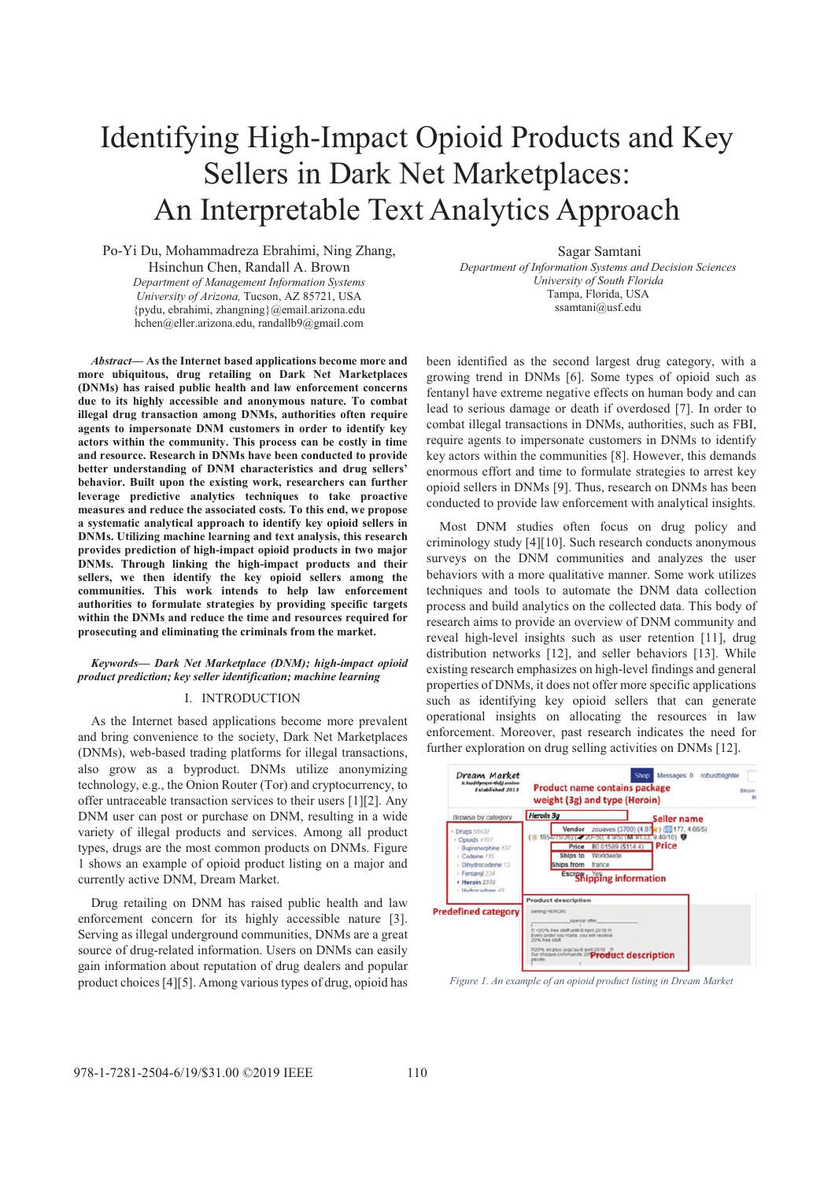# Identifying High-Impact Opioid Products and Key Sellers in Dark Net Marketplaces: An Interpretable Text Analytics Approach

Po-Yi Du, Mohammadreza Ebrahimi, Ning Zhang, Hsinchun Chen, Randall A. Brown
*Department of Management Information Systems*
*University of Arizona,* Tucson, AZ 85721, USA
{pydu, ebrahimi, zhangning}@email.arizona.edu
hchen@eller.arizona.edu, randallb9@gmail.com

Sagar Samtani
*Department of Information Systems and Decision Sciences*
*University of South Florida*
Tampa, Florida, USA
ssamtani@usf.edu

***Abstract*— As the Internet based applications become more and more ubiquitous, drug retailing on Dark Net Marketplaces (DNMs) has raised public health and law enforcement concerns due to its highly accessible and anonymous nature. To combat illegal drug transaction among DNMs, authorities often require agents to impersonate DNM customers in order to identify key actors within the community. This process can be costly in time and resource. Research in DNMs have been conducted to provide better understanding of DNM characteristics and drug sellers' behavior. Built upon the existing work, researchers can further leverage predictive analytics techniques to take proactive measures and reduce the associated costs. To this end, we propose a systematic analytical approach to identify key opioid sellers in DNMs. Utilizing machine learning and text analysis, this research provides prediction of high-impact opioid products in two major DNMs. Through linking the high-impact products and their sellers, we then identify the key opioid sellers among the communities. This work intends to help law enforcement authorities to formulate strategies by providing specific targets within the DNMs and reduce the time and resources required for prosecuting and eliminating the criminals from the market.**

***Keywords*— *Dark Net Marketplace (DNM); high-impact opioid product prediction; key seller identification; machine learning***

## I. INTRODUCTION

As the Internet based applications become more prevalent and bring convenience to the society, Dark Net Marketplaces (DNMs), web-based trading platforms for illegal transactions, also grow as a byproduct. DNMs utilize anonymizing technology, e.g., the Onion Router (Tor) and cryptocurrency, to offer untraceable transaction services to their users [1][2]. Any DNM user can post or purchase on DNM, resulting in a wide variety of illegal products and services. Among all product types, drugs are the most common products on DNMs. Figure 1 shows an example of opioid product listing on a major and currently active DNM, Dream Market.

Drug retailing on DNM has raised public health and law enforcement concern for its highly accessible nature [3]. Serving as illegal underground communities, DNMs are a great source of drug-related information. Users on DNMs can easily gain information about reputation of drug dealers and popular product choices [4][5]. Among various types of drug, opioid has been identified as the second largest drug category, with a growing trend in DNMs [6]. Some types of opioid such as fentanyl have extreme negative effects on human body and can lead to serious damage or death if overdosed [7]. In order to combat illegal transactions in DNMs, authorities, such as FBI, require agents to impersonate customers in DNMs to identify key actors within the communities [8]. However, this demands enormous effort and time to formulate strategies to arrest key opioid sellers in DNMs [9]. Thus, research on DNMs has been conducted to provide law enforcement with analytical insights.

Most DNM studies often focus on drug policy and criminology study [4][10]. Such research conducts anonymous surveys on the DNM communities and analyzes the user behaviors with a more qualitative manner. Some work utilizes techniques and tools to automate the DNM data collection process and build analytics on the collected data. This body of research aims to provide an overview of DNM community and reveal high-level insights such as user retention [11], drug distribution networks [12], and seller behaviors [13]. While existing research emphasizes on high-level findings and general properties of DNMs, it does not offer more specific applications such as identifying key opioid sellers that can generate operational insights on allocating the resources in law enforcement. Moreover, past research indicates the need for further exploration on drug selling activities on DNMs [12].

*Figure 1. An example of an opioid product listing in Dream Market*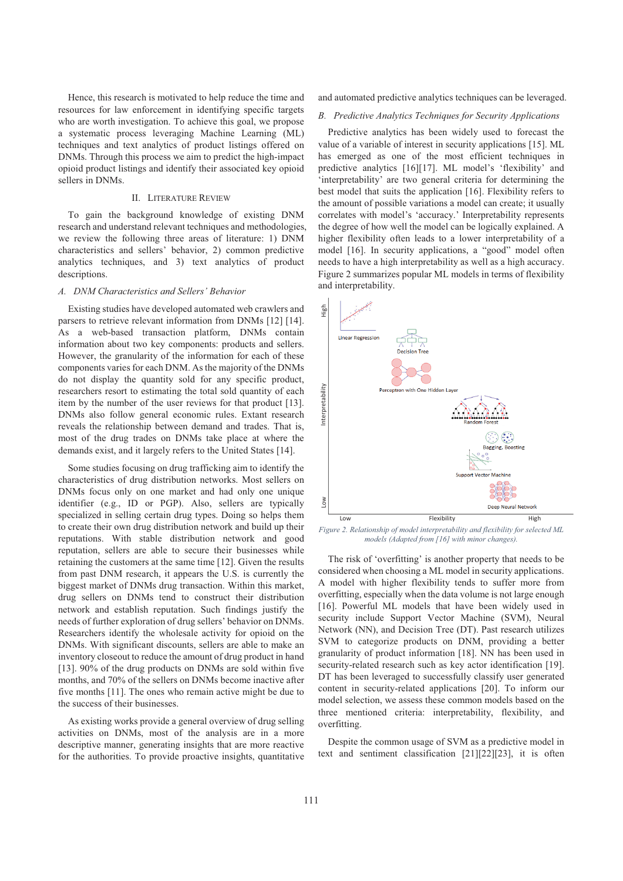Hence, this research is motivated to help reduce the time and resources for law enforcement in identifying specific targets who are worth investigation. To achieve this goal, we propose a systematic process leveraging Machine Learning (ML) techniques and text analytics of product listings offered on DNMs. Through this process we aim to predict the high-impact opioid product listings and identify their associated key opioid sellers in DNMs.

## II. Literature Review

To gain the background knowledge of existing DNM research and understand relevant techniques and methodologies, we review the following three areas of literature: 1) DNM characteristics and sellers' behavior, 2) common predictive analytics techniques, and 3) text analytics of product descriptions.

### A. DNM Characteristics and Sellers' Behavior

Existing studies have developed automated web crawlers and parsers to retrieve relevant information from DNMs [12] [14]. As a web-based transaction platform, DNMs contain information about two key components: products and sellers. However, the granularity of the information for each of these components varies for each DNM. As the majority of the DNMs do not display the quantity sold for any specific product, researchers resort to estimating the total sold quantity of each item by the number of the user reviews for that product [13]. DNMs also follow general economic rules. Extant research reveals the relationship between demand and trades. That is, most of the drug trades on DNMs take place at where the demands exist, and it largely refers to the United States [14].

Some studies focusing on drug trafficking aim to identify the characteristics of drug distribution networks. Most sellers on DNMs focus only on one market and had only one unique identifier (e.g., ID or PGP). Also, sellers are typically specialized in selling certain drug types. Doing so helps them to create their own drug distribution network and build up their reputations. With stable distribution network and good reputation, sellers are able to secure their businesses while retaining the customers at the same time [12]. Given the results from past DNM research, it appears the U.S. is currently the biggest market of DNMs drug transaction. Within this market, drug sellers on DNMs tend to construct their distribution network and establish reputation. Such findings justify the needs of further exploration of drug sellers' behavior on DNMs. Researchers identify the wholesale activity for opioid on the DNMs. With significant discounts, sellers are able to make an inventory closeout to reduce the amount of drug product in hand [13]. 90% of the drug products on DNMs are sold within five months, and 70% of the sellers on DNMs become inactive after five months [11]. The ones who remain active might be due to the success of their businesses.

As existing works provide a general overview of drug selling activities on DNMs, most of the analysis are in a more descriptive manner, generating insights that are more reactive for the authorities. To provide proactive insights, quantitative and automated predictive analytics techniques can be leveraged.

### B. Predictive Analytics Techniques for Security Applications

Predictive analytics has been widely used to forecast the value of a variable of interest in security applications [15]. ML has emerged as one of the most efficient techniques in predictive analytics [16][17]. ML model's 'flexibility' and 'interpretability' are two general criteria for determining the best model that suits the application [16]. Flexibility refers to the amount of possible variations a model can create; it usually correlates with model's 'accuracy.' Interpretability represents the degree of how well the model can be logically explained. A higher flexibility often leads to a lower interpretability of a model [16]. In security applications, a "good" model often needs to have a high interpretability as well as a high accuracy. Figure 2 summarizes popular ML models in terms of flexibility and interpretability.

*Figure 2. Relationship of model interpretability and flexibility for selected ML models (Adapted from [16] with minor changes).*

The risk of 'overfitting' is another property that needs to be considered when choosing a ML model in security applications. A model with higher flexibility tends to suffer more from overfitting, especially when the data volume is not large enough [16]. Powerful ML models that have been widely used in security include Support Vector Machine (SVM), Neural Network (NN), and Decision Tree (DT). Past research utilizes SVM to categorize products on DNM, providing a better granularity of product information [18]. NN has been used in security-related research such as key actor identification [19]. DT has been leveraged to successfully classify user generated content in security-related applications [20]. To inform our model selection, we assess these common models based on the three mentioned criteria: interpretability, flexibility, and overfitting.

Despite the common usage of SVM as a predictive model in text and sentiment classification [21][22][23], it is often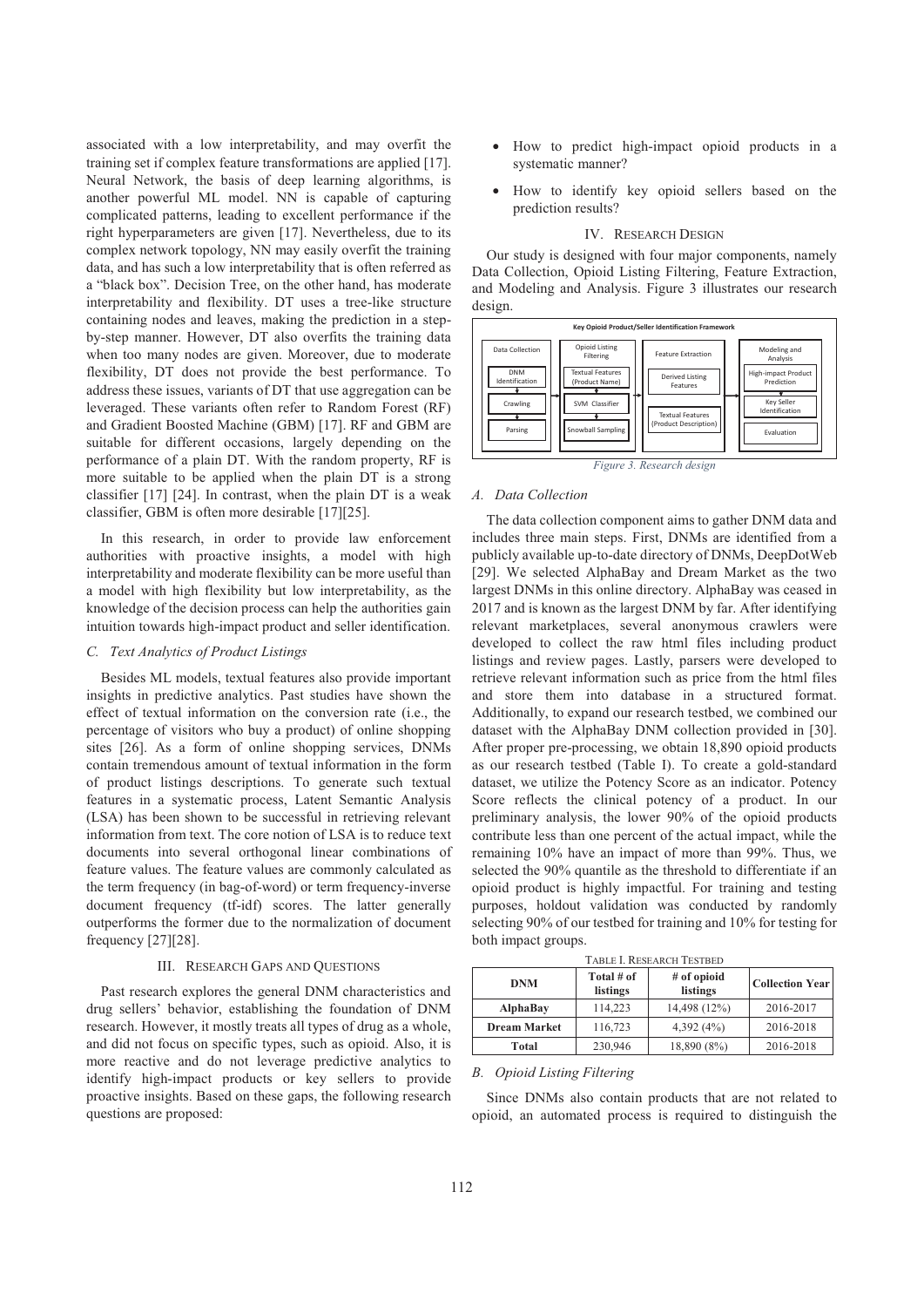associated with a low interpretability, and may overfit the training set if complex feature transformations are applied [17]. Neural Network, the basis of deep learning algorithms, is another powerful ML model. NN is capable of capturing complicated patterns, leading to excellent performance if the right hyperparameters are given [17]. Nevertheless, due to its complex network topology, NN may easily overfit the training data, and has such a low interpretability that is often referred as a "black box". Decision Tree, on the other hand, has moderate interpretability and flexibility. DT uses a tree-like structure containing nodes and leaves, making the prediction in a step-by-step manner. However, DT also overfits the training data when too many nodes are given. Moreover, due to moderate flexibility, DT does not provide the best performance. To address these issues, variants of DT that use aggregation can be leveraged. These variants often refer to Random Forest (RF) and Gradient Boosted Machine (GBM) [17]. RF and GBM are suitable for different occasions, largely depending on the performance of a plain DT. With the random property, RF is more suitable to be applied when the plain DT is a strong classifier [17] [24]. In contrast, when the plain DT is a weak classifier, GBM is often more desirable [17][25].

In this research, in order to provide law enforcement authorities with proactive insights, a model with high interpretability and moderate flexibility can be more useful than a model with high flexibility but low interpretability, as the knowledge of the decision process can help the authorities gain intuition towards high-impact product and seller identification.

### C. Text Analytics of Product Listings

Besides ML models, textual features also provide important insights in predictive analytics. Past studies have shown the effect of textual information on the conversion rate (i.e., the percentage of visitors who buy a product) of online shopping sites [26]. As a form of online shopping services, DNMs contain tremendous amount of textual information in the form of product listings descriptions. To generate such textual features in a systematic process, Latent Semantic Analysis (LSA) has been shown to be successful in retrieving relevant information from text. The core notion of LSA is to reduce text documents into several orthogonal linear combinations of feature values. The feature values are commonly calculated as the term frequency (in bag-of-word) or term frequency-inverse document frequency (tf-idf) scores. The latter generally outperforms the former due to the normalization of document frequency [27][28].

## III. Research Gaps and Questions

Past research explores the general DNM characteristics and drug sellers' behavior, establishing the foundation of DNM research. However, it mostly treats all types of drug as a whole, and did not focus on specific types, such as opioid. Also, it is more reactive and do not leverage predictive analytics to identify high-impact products or key sellers to provide proactive insights. Based on these gaps, the following research questions are proposed:

- How to predict high-impact opioid products in a systematic manner?
- How to identify key opioid sellers based on the prediction results?

## IV. Research Design

Our study is designed with four major components, namely Data Collection, Opioid Listing Filtering, Feature Extraction, and Modeling and Analysis. Figure 3 illustrates our research design.

Key Opioid Product/Seller Identification Framework

- Data Collection: DNM Identification → Crawling → Parsing
- Opioid Listing Filtering: Textual Features (Product Name) → SVM Classifier → Snowball Sampling
- Feature Extraction: Derived Listing Features; Textual Features (Product Description)
- Modeling and Analysis: High-impact Product Prediction → Key Seller Identification → Evaluation

*Figure 3. Research design*

### A. Data Collection

The data collection component aims to gather DNM data and includes three main steps. First, DNMs are identified from a publicly available up-to-date directory of DNMs, DeepDotWeb [29]. We selected AlphaBay and Dream Market as the two largest DNMs in this online directory. AlphaBay was ceased in 2017 and is known as the largest DNM by far. After identifying relevant marketplaces, several anonymous crawlers were developed to collect the raw html files including product listings and review pages. Lastly, parsers were developed to retrieve relevant information such as price from the html files and store them into database in a structured format. Additionally, to expand our research testbed, we combined our dataset with the AlphaBay DNM collection provided in [30]. After proper pre-processing, we obtain 18,890 opioid products as our research testbed (Table I). To create a gold-standard dataset, we utilize the Potency Score as an indicator. Potency Score reflects the clinical potency of a product. In our preliminary analysis, the lower 90% of the opioid products contribute less than one percent of the actual impact, while the remaining 10% have an impact of more than 99%. Thus, we selected the 90% quantile as the threshold to differentiate if an opioid product is highly impactful. For training and testing purposes, holdout validation was conducted by randomly selecting 90% of our testbed for training and 10% for testing for both impact groups.

Table I. Research Testbed

| DNM | Total # of listings | # of opioid listings | Collection Year |
|---|---|---|---|
| **AlphaBay** | 114,223 | 14,498 (12%) | 2016-2017 |
| **Dream Market** | 116,723 | 4,392 (4%) | 2016-2018 |
| **Total** | 230,946 | 18,890 (8%) | 2016-2018 |

### B. Opioid Listing Filtering

Since DNMs also contain products that are not related to opioid, an automated process is required to distinguish the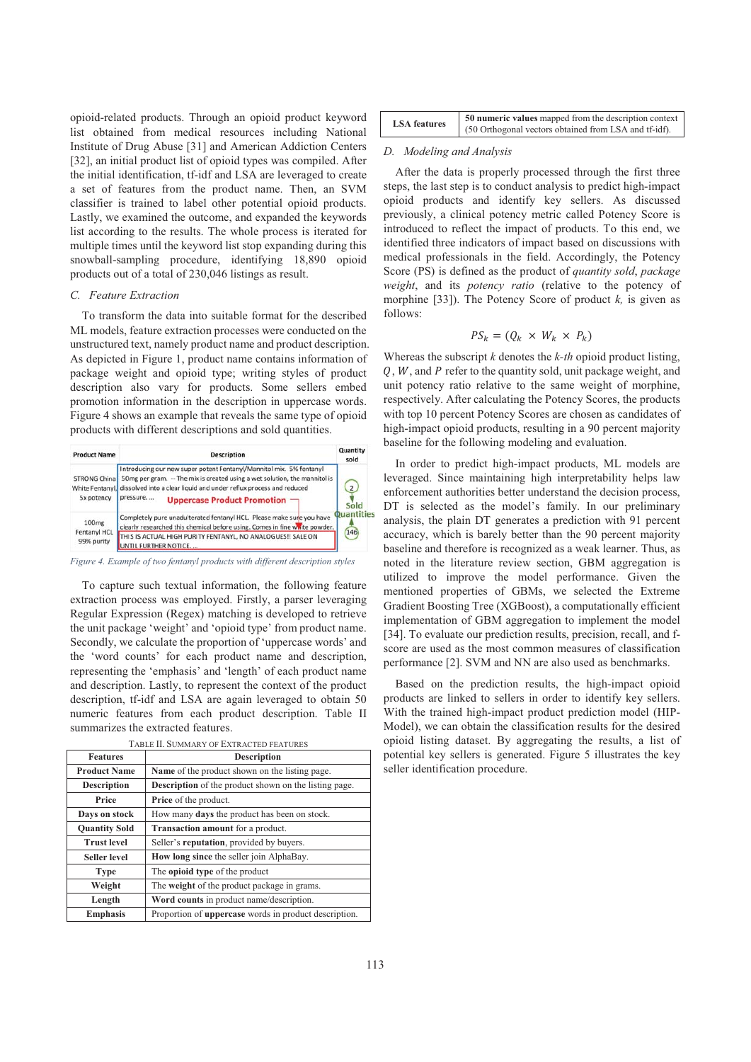opioid-related products. Through an opioid product keyword list obtained from medical resources including National Institute of Drug Abuse [31] and American Addiction Centers [32], an initial product list of opioid types was compiled. After the initial identification, tf-idf and LSA are leveraged to create a set of features from the product name. Then, an SVM classifier is trained to label other potential opioid products. Lastly, we examined the outcome, and expanded the keywords list according to the results. The whole process is iterated for multiple times until the keyword list stop expanding during this snowball-sampling procedure, identifying 18,890 opioid products out of a total of 230,046 listings as result.

### C. Feature Extraction

To transform the data into suitable format for the described ML models, feature extraction processes were conducted on the unstructured text, namely product name and product description. As depicted in Figure 1, product name contains information of package weight and opioid type; writing styles of product description also vary for products. Some sellers embed promotion information in the description in uppercase words. Figure 4 shows an example that reveals the same type of opioid products with different descriptions and sold quantities.

| Product Name | Description | Quantity sold |
|---|---|---|
| STRONG China White Fentanyl, 5x potency | Introducing our new super potent Fentanyl/Mannitol mix. 5% fentanyl 50mg per gram. -- The mix is created using a wet solution, the mannitol is dissolved into a clear liquid and under reflux process and reduced pressure. ... | 2 |
| 100mg Fentanyl HCL 99% purity | Completely pure unadulterated fentanyl HCL. Please make sure you have clearly researched this chemical before using. Comes in fine white powder. THIS IS ACTUAL HIGH PURITY FENTANYL, NO ANALOGUES!! SALE ON UNTIL FURTHER NOTICE. ... | 146 |

*Figure 4. Example of two fentanyl products with different description styles*

To capture such textual information, the following feature extraction process was employed. Firstly, a parser leveraging Regular Expression (Regex) matching is developed to retrieve the unit package 'weight' and 'opioid type' from product name. Secondly, we calculate the proportion of 'uppercase words' and the 'word counts' for each product name and description, representing the 'emphasis' and 'length' of each product name and description. Lastly, to represent the context of the product description, tf-idf and LSA are again leveraged to obtain 50 numeric features from each product description. Table II summarizes the extracted features.

TABLE II. SUMMARY OF EXTRACTED FEATURES

| Features | Description |
|---|---|
| **Product Name** | **Name** of the product shown on the listing page. |
| **Description** | **Description** of the product shown on the listing page. |
| **Price** | **Price** of the product. |
| **Days on stock** | How many **days** the product has been on stock. |
| **Quantity Sold** | **Transaction amount** for a product. |
| **Trust level** | Seller's **reputation**, provided by buyers. |
| **Seller level** | **How long since** the seller join AlphaBay. |
| **Type** | The **opioid type** of the product |
| **Weight** | The **weight** of the product package in grams. |
| **Length** | **Word counts** in product name/description. |
| **Emphasis** | Proportion of **uppercase** words in product description. |
| **LSA features** | **50 numeric values** mapped from the description context (50 Orthogonal vectors obtained from LSA and tf-idf). |

### D. Modeling and Analysis

After the data is properly processed through the first three steps, the last step is to conduct analysis to predict high-impact opioid products and identify key sellers. As discussed previously, a clinical potency metric called Potency Score is introduced to reflect the impact of products. To this end, we identified three indicators of impact based on discussions with medical professionals in the field. Accordingly, the Potency Score (PS) is defined as the product of *quantity sold*, *package weight*, and its *potency ratio* (relative to the potency of morphine [33]). The Potency Score of product *k,* is given as follows:

$$PS_k = (Q_k \times W_k \times P_k)$$

Whereas the subscript $k$ denotes the *k-th* opioid product listing, $Q$, $W$, and $P$ refer to the quantity sold, unit package weight, and unit potency ratio relative to the same weight of morphine, respectively. After calculating the Potency Scores, the products with top 10 percent Potency Scores are chosen as candidates of high-impact opioid products, resulting in a 90 percent majority baseline for the following modeling and evaluation.

In order to predict high-impact products, ML models are leveraged. Since maintaining high interpretability helps law enforcement authorities better understand the decision process, DT is selected as the model's family. In our preliminary analysis, the plain DT generates a prediction with 91 percent accuracy, which is barely better than the 90 percent majority baseline and therefore is recognized as a weak learner. Thus, as noted in the literature review section, GBM aggregation is utilized to improve the model performance. Given the mentioned properties of GBMs, we selected the Extreme Gradient Boosting Tree (XGBoost), a computationally efficient implementation of GBM aggregation to implement the model [34]. To evaluate our prediction results, precision, recall, and f-score are used as the most common measures of classification performance [2]. SVM and NN are also used as benchmarks.

Based on the prediction results, the high-impact opioid products are linked to sellers in order to identify key sellers. With the trained high-impact product prediction model (HIP-Model), we can obtain the classification results for the desired opioid listing dataset. By aggregating the results, a list of potential key sellers is generated. Figure 5 illustrates the key seller identification procedure.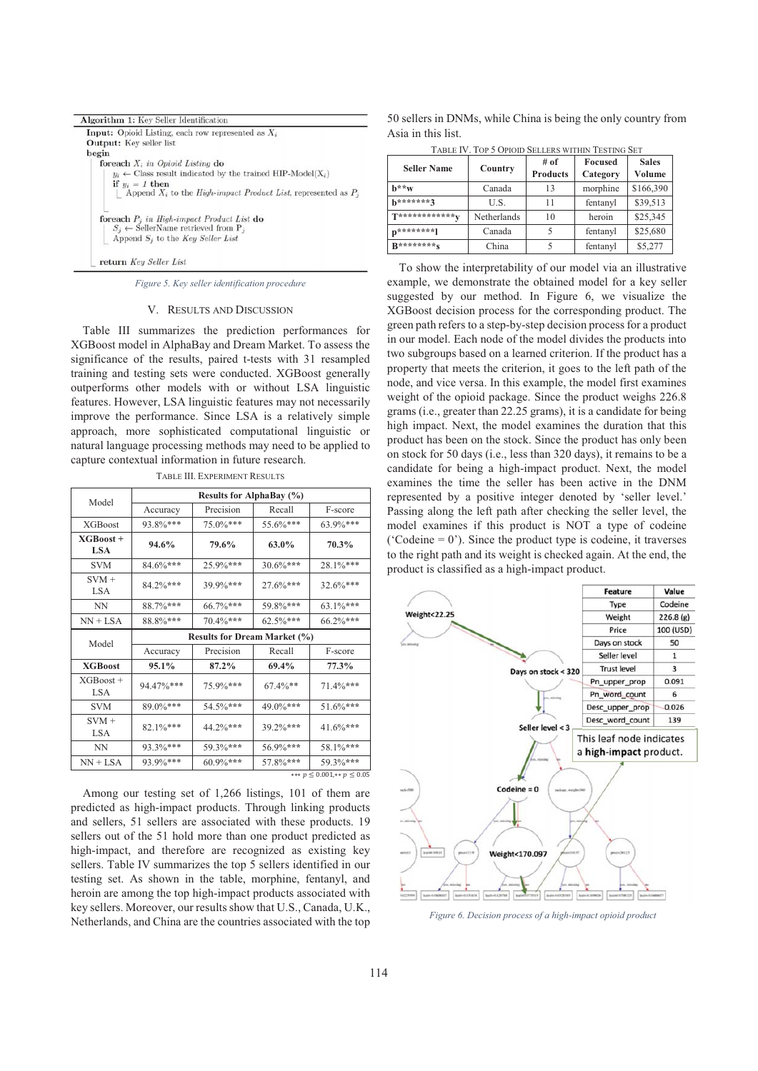**Algorithm 1:** Key Seller Identification

```
Input: Opioid Listing, each row represented as X_i
Output: Key seller list
begin
    foreach X_i in Opioid Listing do
        y_i ← Class result indicated by the trained HIP-Model(X_i)
        if y_i = 1 then
            Append X_i to the High-impact Product List, represented as P_j

    foreach P_j in High-impact Product List do
        S_j ← SellerName retrieved from P_j
        Append S_j to the Key Seller List

    return Key Seller List
```

*Figure 5. Key seller identification procedure*

## V. RESULTS AND DISCUSSION

Table III summarizes the prediction performances for XGBoost model in AlphaBay and Dream Market. To assess the significance of the results, paired t-tests with 31 resampled training and testing sets were conducted. XGBoost generally outperforms other models with or without LSA linguistic features. However, LSA linguistic features may not necessarily improve the performance. Since LSA is a relatively simple approach, more sophisticated computational linguistic or natural language processing methods may need to be applied to capture contextual information in future research.

TABLE III. EXPERIMENT RESULTS

| Model | Results for AlphaBay (%) | | | |
|---|---|---|---|---|
| | Accuracy | Precision | Recall | F-score |
| XGBoost | 93.8%*** | 75.0%*** | 55.6%*** | 63.9%*** |
| **XGBoost + LSA** | **94.6%** | **79.6%** | **63.0%** | **70.3%** |
| SVM | 84.6%*** | 25.9%*** | 30.6%*** | 28.1%*** |
| SVM + LSA | 84.2%*** | 39.9%*** | 27.6%*** | 32.6%*** |
| NN | 88.7%*** | 66.7%*** | 59.8%*** | 63.1%*** |
| NN + LSA | 88.8%*** | 70.4%*** | 62.5%*** | 66.2%*** |
| **Model** | **Results for Dream Market (%)** | | | |
| | Accuracy | Precision | Recall | F-score |
| **XGBoost** | **95.1%** | **87.2%** | **69.4%** | **77.3%** |
| XGBoost + LSA | 94.47%*** | 75.9%*** | 67.4%** | 71.4%*** |
| SVM | 89.0%*** | 54.5%*** | 49.0%*** | 51.6%*** |
| SVM + LSA | 82.1%*** | 44.2%*** | 39.2%*** | 41.6%*** |
| NN | 93.3%*** | 59.3%*** | 56.9%*** | 58.1%*** |
| NN + LSA | 93.9%*** | 60.9%*** | 57.8%*** | 59.3%*** |

*** $p \leq 0.001$, ** $p \leq 0.05$

Among our testing set of 1,266 listings, 101 of them are predicted as high-impact products. Through linking products and sellers, 51 sellers are associated with these products. 19 sellers out of the 51 hold more than one product predicted as high-impact, and therefore are recognized as existing key sellers. Table IV summarizes the top 5 sellers identified in our testing set. As shown in the table, morphine, fentanyl, and heroin are among the top high-impact products associated with key sellers. Moreover, our results show that U.S., Canada, U.K., Netherlands, and China are the countries associated with the top 50 sellers in DNMs, while China is being the only country from Asia in this list.

TABLE IV. TOP 5 OPIOID SELLERS WITHIN TESTING SET

| Seller Name | Country | # of Products | Focused Category | Sales Volume |
|---|---|---|---|---|
| b**w | Canada | 13 | morphine | $166,390 |
| b*******3 | U.S. | 11 | fentanyl | $39,513 |
| T***********y | Netherlands | 10 | heroin | $25,345 |
| p********l | Canada | 5 | fentanyl | $25,680 |
| B********s | China | 5 | fentanyl | $5,277 |

To show the interpretability of our model via an illustrative example, we demonstrate the obtained model for a key seller suggested by our method. In Figure 6, we visualize the XGBoost decision process for the corresponding product. The green path refers to a step-by-step decision process for a product in our model. Each node of the model divides the products into two subgroups based on a learned criterion. If the product has a property that meets the criterion, it goes to the left path of the node, and vice versa. In this example, the model first examines weight of the opioid package. Since the product weighs 226.8 grams (i.e., greater than 22.25 grams), it is a candidate for being high impact. Next, the model examines the duration that this product has been on the stock. Since the product has only been on stock for 50 days (i.e., less than 320 days), it remains to be a candidate for being a high-impact product. Next, the model examines the time the seller has been active in the DNM represented by a positive integer denoted by 'seller level.' Passing along the left path after checking the seller level, the model examines if this product is NOT a type of codeine ('Codeine = 0'). Since the product type is codeine, it traverses to the right path and its weight is checked again. At the end, the product is classified as a high-impact product.

| Feature | Value |
|---|---|
| Type | Codeine |
| Weight | 226.8 (g) |
| Price | 100 (USD) |
| Days on stock | 50 |
| Seller level | 1 |
| Trust level | 3 |
| Pn_upper_prop | 0.091 |
| Pn_word_count | 6 |
| Desc_upper_prop | 0.026 |
| Desc_word_count | 139 |

Weight<22.25 → Days on stock < 320 → Seller level < 3 → Codeine = 0 → Weight<170.097

This leaf node indicates a **high-impact** product.

*Figure 6. Decision process of a high-impact opioid product*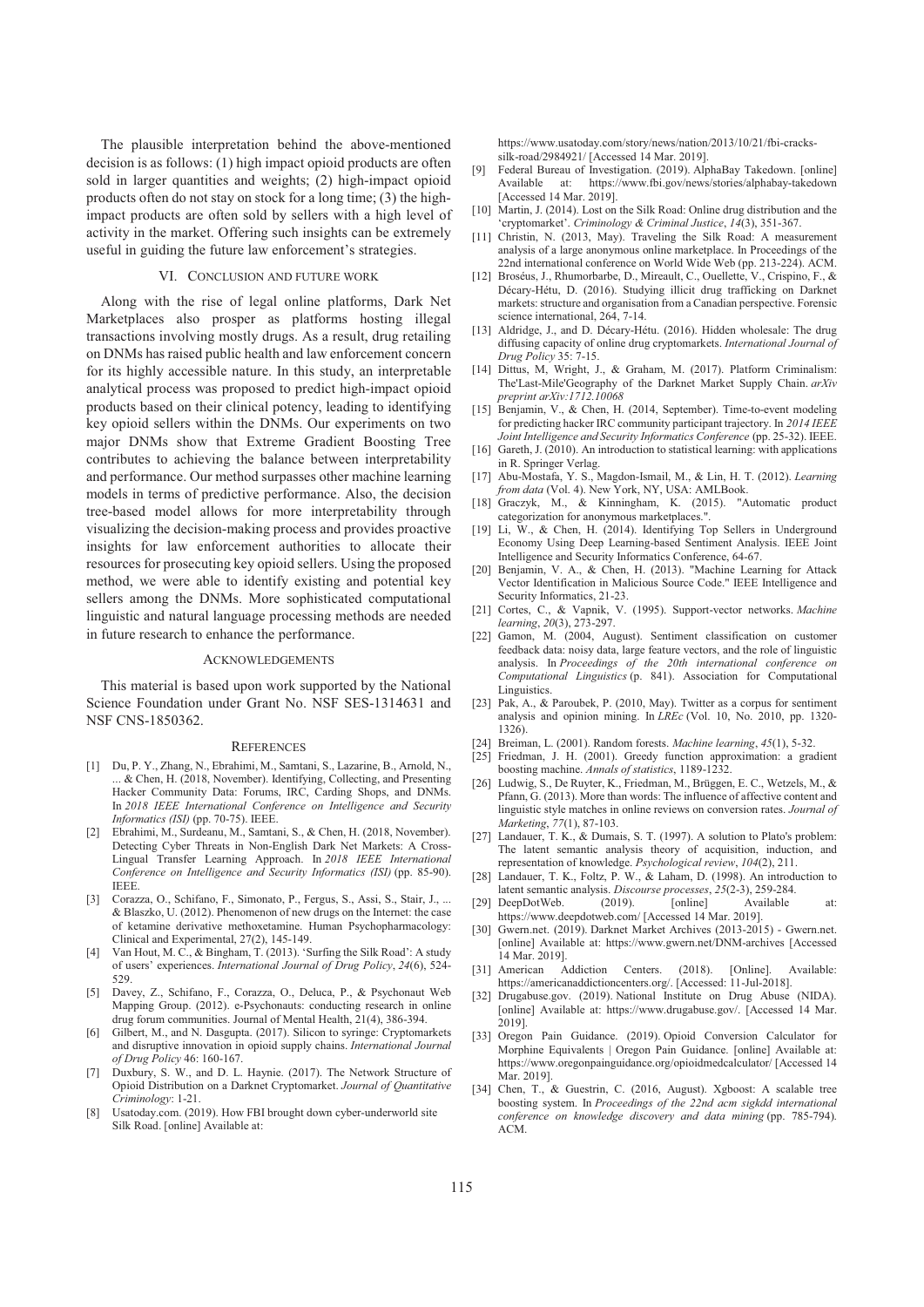The plausible interpretation behind the above-mentioned decision is as follows: (1) high impact opioid products are often sold in larger quantities and weights; (2) high-impact opioid products often do not stay on stock for a long time; (3) the high-impact products are often sold by sellers with a high level of activity in the market. Offering such insights can be extremely useful in guiding the future law enforcement's strategies.

## VI. Conclusion and Future Work

Along with the rise of legal online platforms, Dark Net Marketplaces also prosper as platforms hosting illegal transactions involving mostly drugs. As a result, drug retailing on DNMs has raised public health and law enforcement concern for its highly accessible nature. In this study, an interpretable analytical process was proposed to predict high-impact opioid products based on their clinical potency, leading to identifying key opioid sellers within the DNMs. Our experiments on two major DNMs show that Extreme Gradient Boosting Tree contributes to achieving the balance between interpretability and performance. Our method surpasses other machine learning models in terms of predictive performance. Also, the decision tree-based model allows for more interpretability through visualizing the decision-making process and provides proactive insights for law enforcement authorities to allocate their resources for prosecuting key opioid sellers. Using the proposed method, we were able to identify existing and potential key sellers among the DNMs. More sophisticated computational linguistic and natural language processing methods are needed in future research to enhance the performance.

## Acknowledgements

This material is based upon work supported by the National Science Foundation under Grant No. NSF SES-1314631 and NSF CNS-1850362.

## References

[1] Du, P. Y., Zhang, N., Ebrahimi, M., Samtani, S., Lazarine, B., Arnold, N., ... & Chen, H. (2018, November). Identifying, Collecting, and Presenting Hacker Community Data: Forums, IRC, Carding Shops, and DNMs. In *2018 IEEE International Conference on Intelligence and Security Informatics (ISI)* (pp. 70-75). IEEE.

[2] Ebrahimi, M., Surdeanu, M., Samtani, S., & Chen, H. (2018, November). Detecting Cyber Threats in Non-English Dark Net Markets: A Cross-Lingual Transfer Learning Approach. In *2018 IEEE International Conference on Intelligence and Security Informatics (ISI)* (pp. 85-90). IEEE.

[3] Corazza, O., Schifano, F., Simonato, P., Fergus, S., Assi, S., Stair, J., ... & Blaszko, U. (2012). Phenomenon of new drugs on the Internet: the case of ketamine derivative methoxetamine. Human Psychopharmacology: Clinical and Experimental, 27(2), 145-149.

[4] Van Hout, M. C., & Bingham, T. (2013). 'Surfing the Silk Road': A study of users' experiences. *International Journal of Drug Policy*, *24*(6), 524-529.

[5] Davey, Z., Schifano, F., Corazza, O., Deluca, P., & Psychonaut Web Mapping Group. (2012). e-Psychonauts: conducting research in online drug forum communities. Journal of Mental Health, 21(4), 386-394.

[6] Gilbert, M., and N. Dasgupta. (2017). Silicon to syringe: Cryptomarkets and disruptive innovation in opioid supply chains. *International Journal of Drug Policy* 46: 160-167.

[7] Duxbury, S. W., and D. L. Haynie. (2017). The Network Structure of Opioid Distribution on a Darknet Cryptomarket. *Journal of Quantitative Criminology*: 1-21.

[8] Usatoday.com. (2019). How FBI brought down cyber-underworld site Silk Road. [online] Available at: https://www.usatoday.com/story/news/nation/2013/10/21/fbi-cracks-silk-road/2984921/ [Accessed 14 Mar. 2019].

[9] Federal Bureau of Investigation. (2019). AlphaBay Takedown. [online] Available at: https://www.fbi.gov/news/stories/alphabay-takedown [Accessed 14 Mar. 2019].

[10] Martin, J. (2014). Lost on the Silk Road: Online drug distribution and the 'cryptomarket'. *Criminology & Criminal Justice*, *14*(3), 351-367.

[11] Christin, N. (2013, May). Traveling the Silk Road: A measurement analysis of a large anonymous online marketplace. In Proceedings of the 22nd international conference on World Wide Web (pp. 213-224). ACM.

[12] Broséus, J., Rhumorbarbe, D., Mireault, C., Ouellette, V., Crispino, F., & Décary-Hétu, D. (2016). Studying illicit drug trafficking on Darknet markets: structure and organisation from a Canadian perspective. Forensic science international, 264, 7-14.

[13] Aldridge, J., and D. Décary-Hétu. (2016). Hidden wholesale: The drug diffusing capacity of online drug cryptomarkets. *International Journal of Drug Policy* 35: 7-15.

[14] Dittus, M, Wright, J., & Graham, M. (2017). Platform Criminalism: The'Last-Mile'Geography of the Darknet Market Supply Chain. *arXiv preprint arXiv:1712.10068*

[15] Benjamin, V., & Chen, H. (2014, September). Time-to-event modeling for predicting hacker IRC community participant trajectory. In *2014 IEEE Joint Intelligence and Security Informatics Conference* (pp. 25-32). IEEE.

[16] Gareth, J. (2010). An introduction to statistical learning: with applications in R. Springer Verlag.

[17] Abu-Mostafa, Y. S., Magdon-Ismail, M., & Lin, H. T. (2012). *Learning from data* (Vol. 4). New York, NY, USA: AMLBook.

[18] Graczyk, M., & Kinningham, K. (2015). "Automatic product categorization for anonymous marketplaces.".

[19] Li, W., & Chen, H. (2014). Identifying Top Sellers in Underground Economy Using Deep Learning-based Sentiment Analysis. IEEE Joint Intelligence and Security Informatics Conference, 64-67.

[20] Benjamin, V. A., & Chen, H. (2013). "Machine Learning for Attack Vector Identification in Malicious Source Code." IEEE Intelligence and Security Informatics, 21-23.

[21] Cortes, C., & Vapnik, V. (1995). Support-vector networks. *Machine learning*, *20*(3), 273-297.

[22] Gamon, M. (2004, August). Sentiment classification on customer feedback data: noisy data, large feature vectors, and the role of linguistic analysis. In *Proceedings of the 20th international conference on Computational Linguistics* (p. 841). Association for Computational Linguistics.

[23] Pak, A., & Paroubek, P. (2010, May). Twitter as a corpus for sentiment analysis and opinion mining. In *LREc* (Vol. 10, No. 2010, pp. 1320-1326).

[24] Breiman, L. (2001). Random forests. *Machine learning*, *45*(1), 5-32.

[25] Friedman, J. H. (2001). Greedy function approximation: a gradient boosting machine. *Annals of statistics*, 1189-1232.

[26] Ludwig, S., De Ruyter, K., Friedman, M., Brüggen, E. C., Wetzels, M., & Pfann, G. (2013). More than words: The influence of affective content and linguistic style matches in online reviews on conversion rates. *Journal of Marketing*, *77*(1), 87-103.

[27] Landauer, T. K., & Dumais, S. T. (1997). A solution to Plato's problem: The latent semantic analysis theory of acquisition, induction, and representation of knowledge. *Psychological review*, *104*(2), 211.

[28] Landauer, T. K., Foltz, P. W., & Laham, D. (1998). An introduction to latent semantic analysis. *Discourse processes*, *25*(2-3), 259-284.

[29] DeepDotWeb. (2019). [online] Available at: https://www.deepdotweb.com/ [Accessed 14 Mar. 2019].

[30] Gwern.net. (2019). Darknet Market Archives (2013-2015) - Gwern.net. [online] Available at: https://www.gwern.net/DNM-archives [Accessed 14 Mar. 2019].

[31] American Addiction Centers. (2018). [Online]. Available: https://americanaddictioncenters.org/. [Accessed: 11-Jul-2018].

[32] Drugabuse.gov. (2019). National Institute on Drug Abuse (NIDA). [online] Available at: https://www.drugabuse.gov/. [Accessed 14 Mar. 2019].

[33] Oregon Pain Guidance. (2019). Opioid Conversion Calculator for Morphine Equivalents | Oregon Pain Guidance. [online] Available at: https://www.oregonpainguidance.org/opioidmedcalculator/ [Accessed 14 Mar. 2019].

[34] Chen, T., & Guestrin, C. (2016, August). Xgboost: A scalable tree boosting system. In *Proceedings of the 22nd acm sigkdd international conference on knowledge discovery and data mining* (pp. 785-794). ACM.